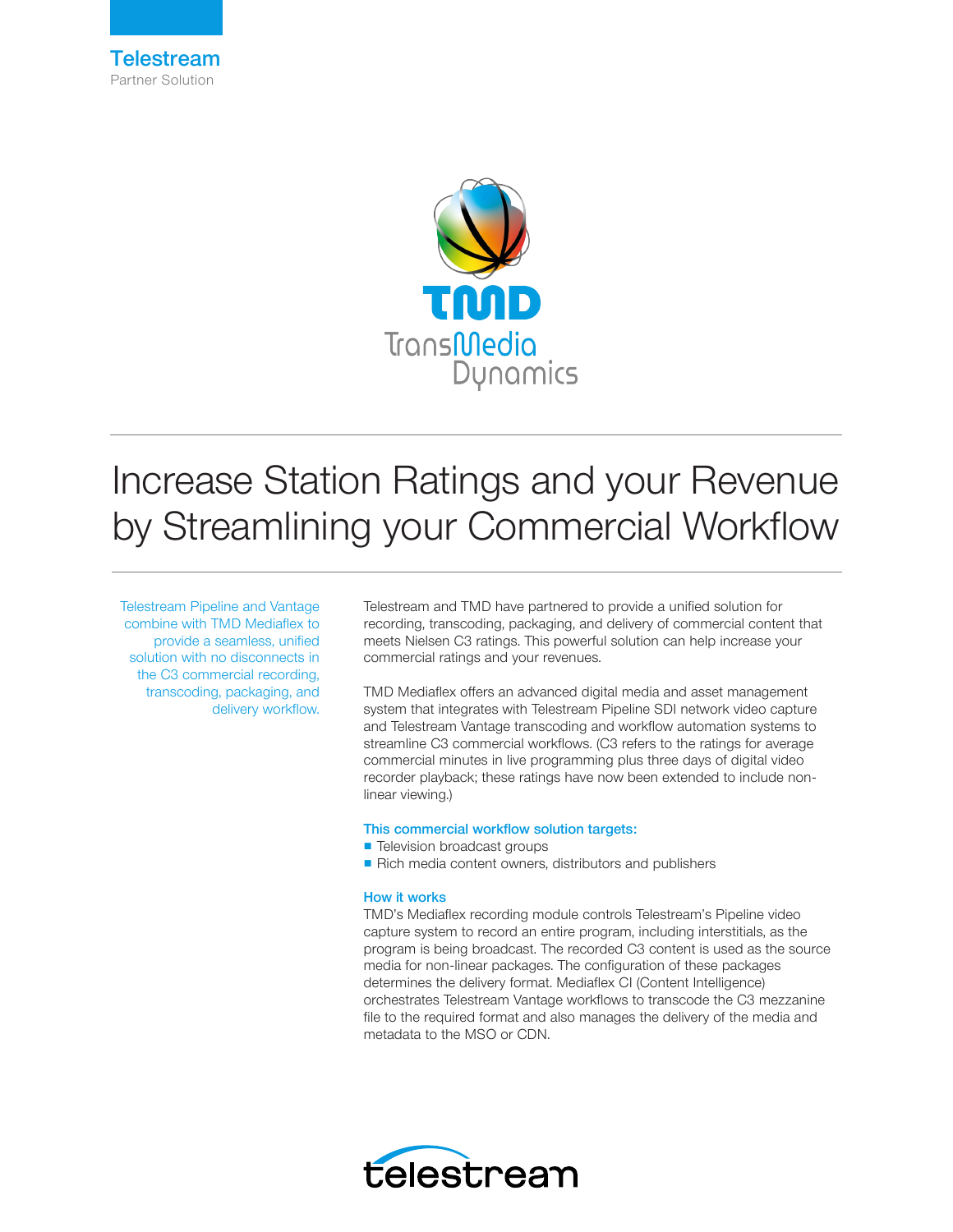Telestream
Partner Solution

TMD
TransMedia Dynamics

# Increase Station Ratings and your Revenue by Streamlining your Commercial Workflow

Telestream Pipeline and Vantage combine with TMD Mediaflex to provide a seamless, unified solution with no disconnects in the C3 commercial recording, transcoding, packaging, and delivery workflow.

Telestream and TMD have partnered to provide a unified solution for recording, transcoding, packaging, and delivery of commercial content that meets Nielsen C3 ratings. This powerful solution can help increase your commercial ratings and your revenues.

TMD Mediaflex offers an advanced digital media and asset management system that integrates with Telestream Pipeline SDI network video capture and Telestream Vantage transcoding and workflow automation systems to streamline C3 commercial workflows. (C3 refers to the ratings for average commercial minutes in live programming plus three days of digital video recorder playback; these ratings have now been extended to include non-linear viewing.)

### This commercial workflow solution targets:

- Television broadcast groups
- Rich media content owners, distributors and publishers

### How it works

TMD's Mediaflex recording module controls Telestream's Pipeline video capture system to record an entire program, including interstitials, as the program is being broadcast. The recorded C3 content is used as the source media for non-linear packages. The configuration of these packages determines the delivery format. Mediaflex CI (Content Intelligence) orchestrates Telestream Vantage workflows to transcode the C3 mezzanine file to the required format and also manages the delivery of the media and metadata to the MSO or CDN.

telestream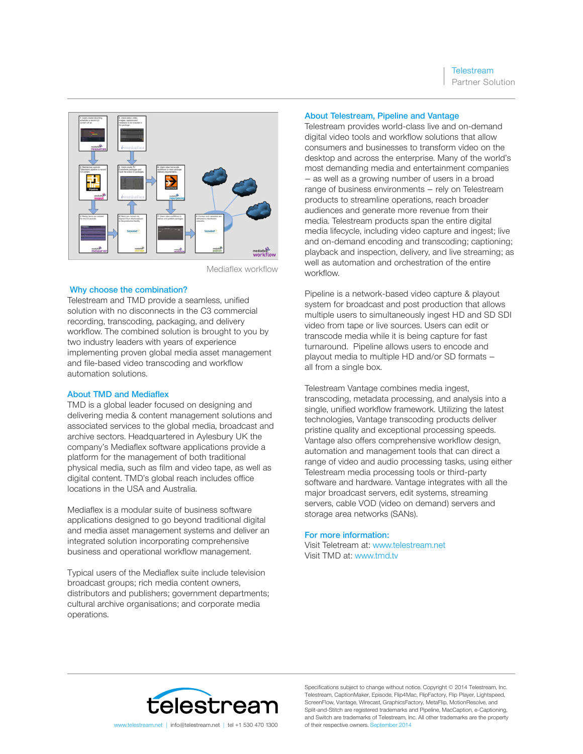Mediaflex workflow

## Why choose the combination?

Telestream and TMD provide a seamless, unified solution with no disconnects in the C3 commercial recording, transcoding, packaging, and delivery workflow. The combined solution is brought to you by two industry leaders with years of experience implementing proven global media asset management and file-based video transcoding and workflow automation solutions.

## About TMD and Mediaflex

TMD is a global leader focused on designing and delivering media & content management solutions and associated services to the global media, broadcast and archive sectors. Headquartered in Aylesbury UK the company's Mediaflex software applications provide a platform for the management of both traditional physical media, such as film and video tape, as well as digital content. TMD's global reach includes office locations in the USA and Australia.

Mediaflex is a modular suite of business software applications designed to go beyond traditional digital and media asset management systems and deliver an integrated solution incorporating comprehensive business and operational workflow management.

Typical users of the Mediaflex suite include television broadcast groups; rich media content owners, distributors and publishers; government departments; cultural archive organisations; and corporate media operations.

## About Telestream, Pipeline and Vantage

Telestream provides world-class live and on-demand digital video tools and workflow solutions that allow consumers and businesses to transform video on the desktop and across the enterprise. Many of the world's most demanding media and entertainment companies – as well as a growing number of users in a broad range of business environments – rely on Telestream products to streamline operations, reach broader audiences and generate more revenue from their media. Telestream products span the entire digital media lifecycle, including video capture and ingest; live and on-demand encoding and transcoding; captioning; playback and inspection, delivery, and live streaming; as well as automation and orchestration of the entire workflow.

Pipeline is a network-based video capture & playout system for broadcast and post production that allows multiple users to simultaneously ingest HD and SD SDI video from tape or live sources. Users can edit or transcode media while it is being capture for fast turnaround. Pipeline allows users to encode and playout media to multiple HD and/or SD formats – all from a single box.

Telestream Vantage combines media ingest, transcoding, metadata processing, and analysis into a single, unified workflow framework. Utilizing the latest technologies, Vantage transcoding products deliver pristine quality and exceptional processing speeds. Vantage also offers comprehensive workflow design, automation and management tools that can direct a range of video and audio processing tasks, using either Telestream media processing tools or third-party software and hardware. Vantage integrates with all the major broadcast servers, edit systems, streaming servers, cable VOD (video on demand) servers and storage area networks (SANs).

## For more information:

Visit Teletream at: www.telestream.net
Visit TMD at: www.tmd.tv

www.telestream.net | info@telestream.net | tel +1 530 470 1300

Specifications subject to change without notice. Copyright © 2014 Telestream, Inc. Telestream, CaptionMaker, Episode, Flip4Mac, FlipFactory, Flip Player, Lightspeed, ScreenFlow, Vantage, Wirecast, GraphicsFactory, MetaFlip, MotionResolve, and Split-and-Stitch are registered trademarks and Pipeline, MacCaption, e-Captioning, and Switch are trademarks of Telestream, Inc. All other trademarks are the property of their respective owners. September 2014